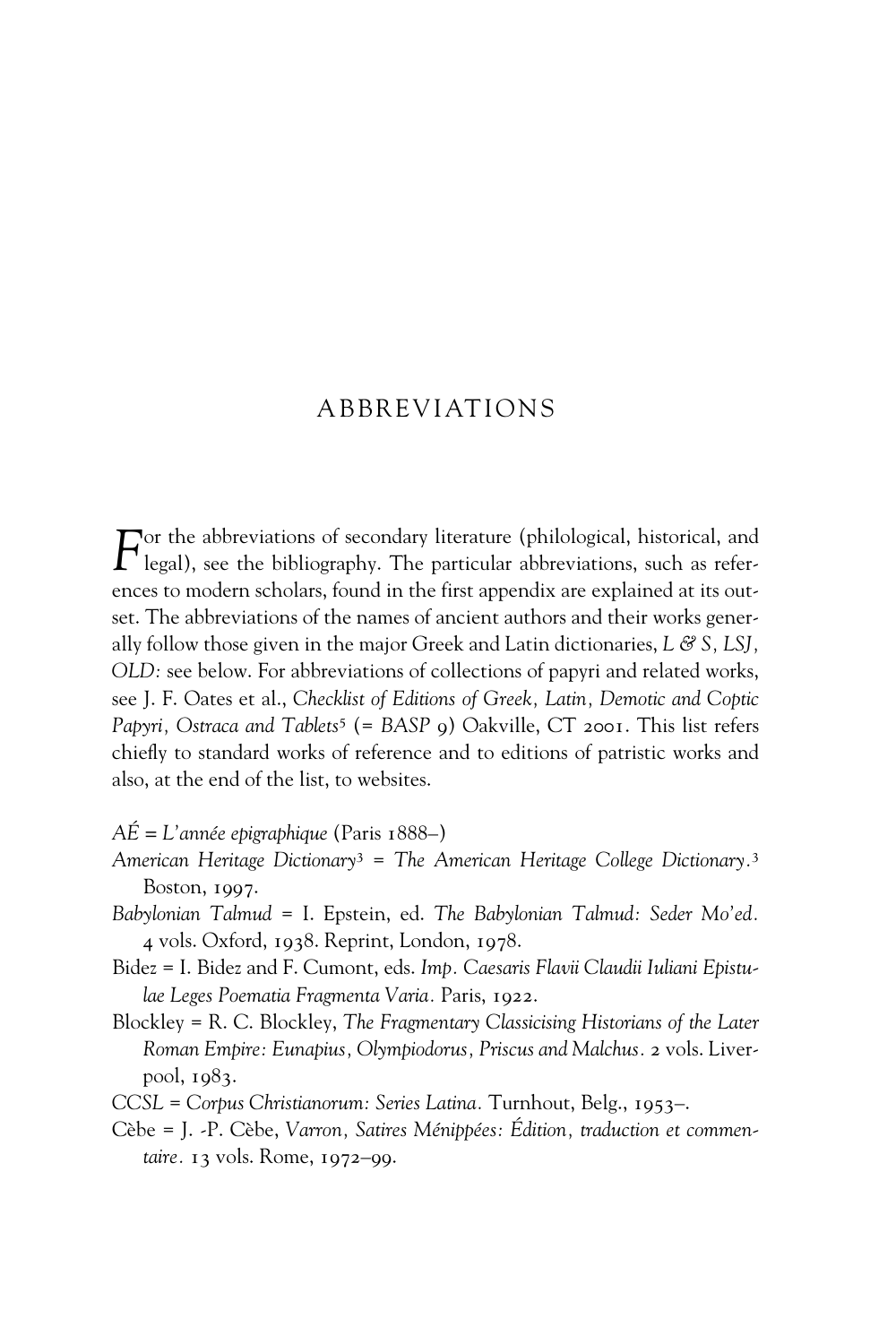# ABBREVIATIONS

For the abbreviations of secondary literature (philological, historical, and legal), see the bibliography. The particular abbreviations, such as references to modern scholars, found in the first appendix are explained at its outset. The abbreviations of the names of ancient authors and their works generally follow those given in the major Greek and Latin dictionaries, *L & S*, *LSJ*, *OLD*: see below. For abbreviations of collections of papyri and related works, see J. F. Oates et al., *Checklist of Editions of Greek, Latin, Demotic and Coptic Papyri, Ostraca and Tablets*[5] (= *BASP* 9) Oakville, CT 2001. This list refers chiefly to standard works of reference and to editions of patristic works and also, at the end of the list, to websites.

*AÉ* = *L'année epigraphique* (Paris 1888–)

*American Heritage Dictionary*[3] = *The American Heritage College Dictionary*.[3] Boston, 1997.

*Babylonian Talmud* = I. Epstein, ed. *The Babylonian Talmud: Seder Mo'ed*. 4 vols. Oxford, 1938. Reprint, London, 1978.

Bidez = I. Bidez and F. Cumont, eds. *Imp. Caesaris Flavii Claudii Iuliani Epistulae Leges Poematia Fragmenta Varia*. Paris, 1922.

Blockley = R. C. Blockley, *The Fragmentary Classicising Historians of the Later Roman Empire: Eunapius, Olympiodorus, Priscus and Malchus*. 2 vols. Liverpool, 1983.

*CCSL* = *Corpus Christianorum: Series Latina*. Turnhout, Belg., 1953–.

Cèbe = J. -P. Cèbe, *Varron, Satires Ménippées: Édition, traduction et commentaire*. 13 vols. Rome, 1972–99.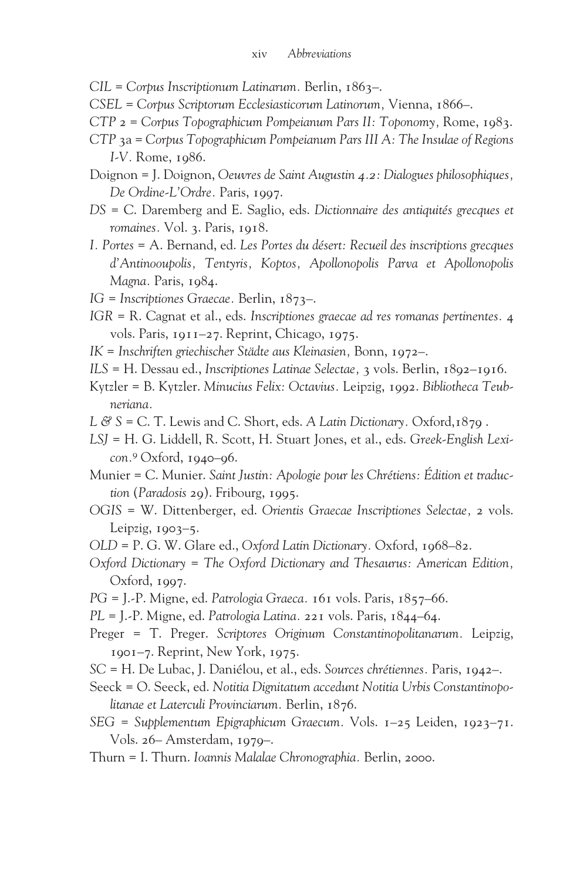*CIL* = *Corpus Inscriptionum Latinarum*. Berlin, 1863–.

*CSEL* = *Corpus Scriptorum Ecclesiasticorum Latinorum,* Vienna, 1866–.

*CTP* 2 = *Corpus Topographicum Pompeianum Pars II: Toponomy,* Rome, 1983.

*CTP* 3a = *Corpus Topographicum Pompeianum Pars III A: The Insulae of Regions I-V.* Rome, 1986.

Doignon = J. Doignon, *Oeuvres de Saint Augustin 4.2: Dialogues philosophiques, De Ordine-L'Ordre.* Paris, 1997.

*DS* = C. Daremberg and E. Saglio, eds. *Dictionnaire des antiquités grecques et romaines.* Vol. 3. Paris, 1918.

*I. Portes* = A. Bernand, ed. *Les Portes du désert: Recueil des inscriptions grecques d'Antinooupolis, Tentyris, Koptos, Apollonopolis Parva et Apollonopolis Magna.* Paris, 1984.

*IG* = *Inscriptiones Graecae.* Berlin, 1873–.

*IGR* = R. Cagnat et al., eds. *Inscriptiones graecae ad res romanas pertinentes.* 4 vols. Paris, 1911–27. Reprint, Chicago, 1975.

*IK* = *Inschriften griechischer Städte aus Kleinasien,* Bonn, 1972–.

*ILS* = H. Dessau ed., *Inscriptiones Latinae Selectae,* 3 vols. Berlin, 1892–1916.

Kytzler = B. Kytzler. *Minucius Felix: Octavius.* Leipzig, 1992. *Bibliotheca Teubneriana.*

*L & S* = C. T. Lewis and C. Short, eds. *A Latin Dictionary.* Oxford,1879 .

*LSJ* = H. G. Liddell, R. Scott, H. Stuart Jones, et al., eds. *Greek-English Lexicon.*[9] Oxford, 1940–96.

Munier = C. Munier. *Saint Justin: Apologie pour les Chrétiens: Édition et traduction* (*Paradosis* 29). Fribourg, 1995.

*OGIS* = W. Dittenberger, ed. *Orientis Graecae Inscriptiones Selectae,* 2 vols. Leipzig, 1903–5.

*OLD* = P. G. W. Glare ed., *Oxford Latin Dictionary.* Oxford, 1968–82.

*Oxford Dictionary* = *The Oxford Dictionary and Thesaurus: American Edition,* Oxford, 1997.

*PG* = J.-P. Migne, ed. *Patrologia Graeca.* 161 vols. Paris, 1857–66.

*PL* = J.-P. Migne, ed. *Patrologia Latina.* 221 vols. Paris, 1844–64.

Preger = T. Preger. *Scriptores Originum Constantinopolitanarum.* Leipzig, 1901–7. Reprint, New York, 1975.

*SC* = H. De Lubac, J. Daniélou, et al., eds. *Sources chrétiennes.* Paris, 1942–.

Seeck = O. Seeck, ed. *Notitia Dignitatum accedunt Notitia Urbis Constantinopolitanae et Laterculi Provinciarum.* Berlin, 1876.

*SEG* = *Supplementum Epigraphicum Graecum.* Vols. 1–25 Leiden, 1923–71. Vols. 26– Amsterdam, 1979–.

Thurn = I. Thurn. *Ioannis Malalae Chronographia.* Berlin, 2000.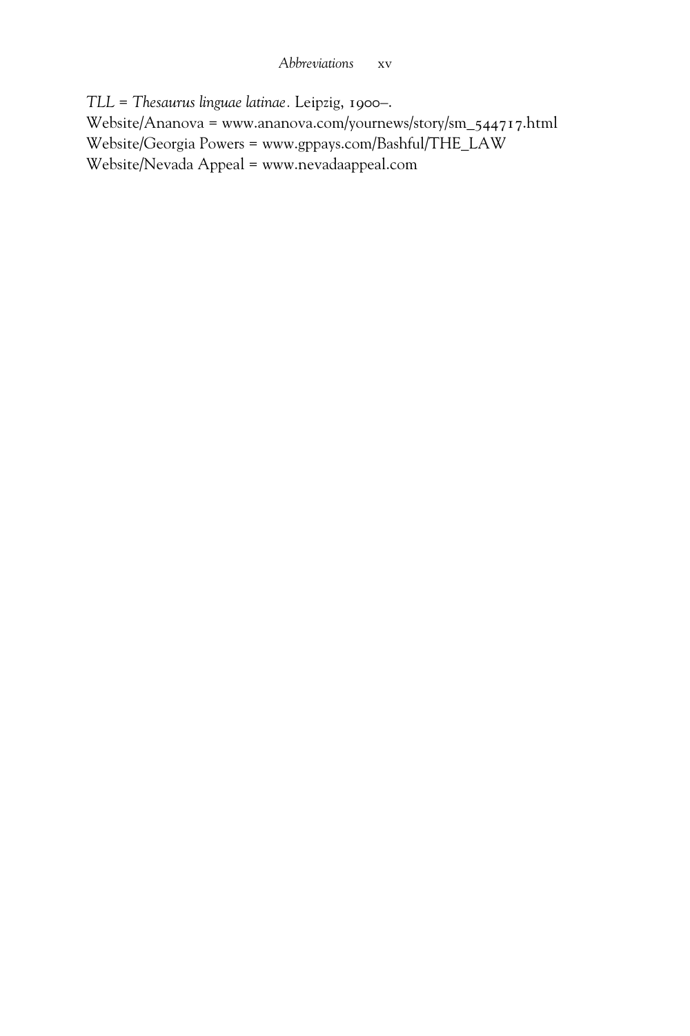*TLL* = *Thesaurus linguae latinae*. Leipzig, 1900–.
Website/Ananova = www.ananova.com/yournews/story/sm_544717.html
Website/Georgia Powers = www.gppays.com/Bashful/THE_LAW
Website/Nevada Appeal = www.nevadaappeal.com